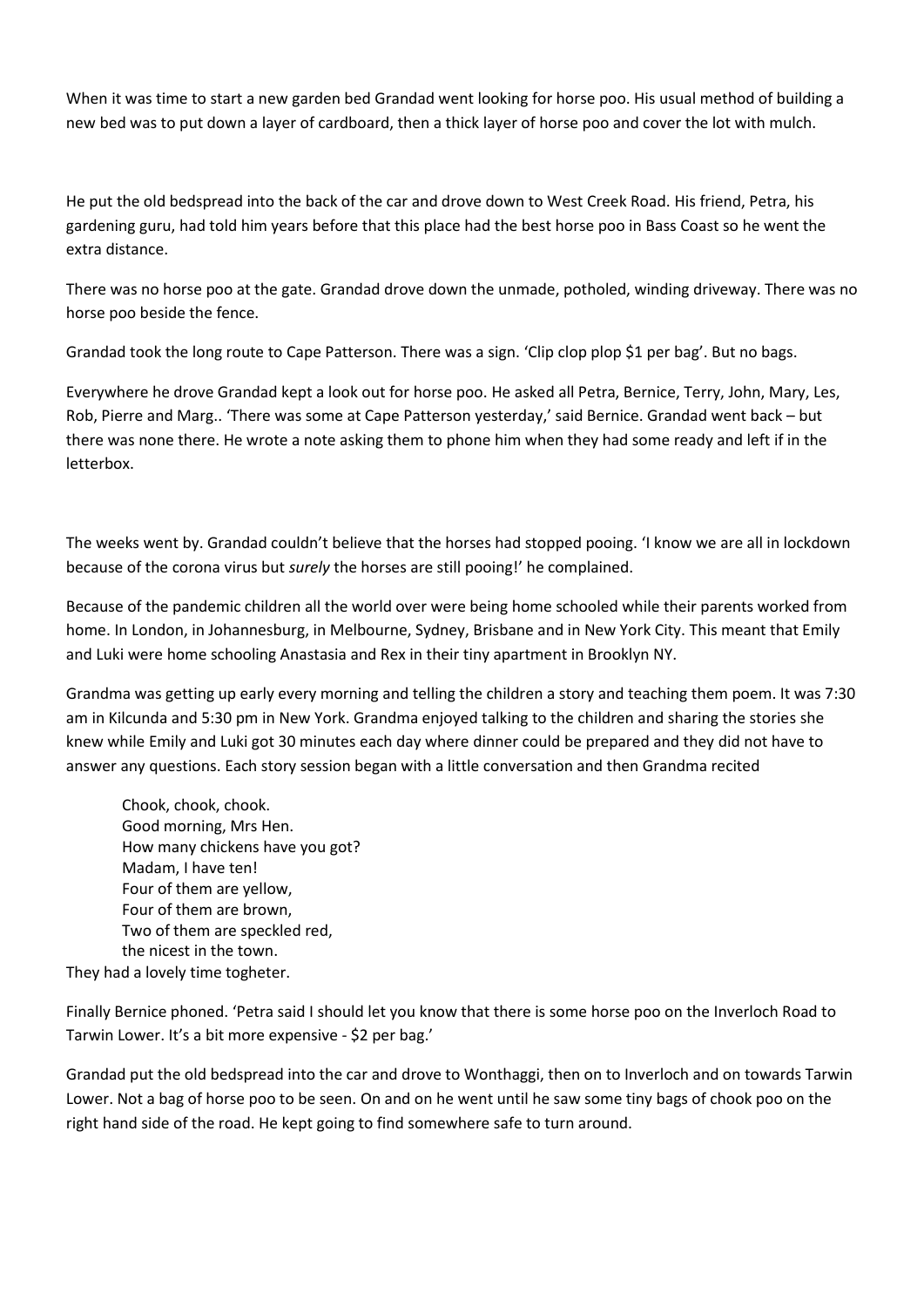When it was time to start a new garden bed Grandad went looking for horse poo. His usual method of building a new bed was to put down a layer of cardboard, then a thick layer of horse poo and cover the lot with mulch.

He put the old bedspread into the back of the car and drove down to West Creek Road. His friend, Petra, his gardening guru, had told him years before that this place had the best horse poo in Bass Coast so he went the extra distance.

There was no horse poo at the gate. Grandad drove down the unmade, potholed, winding driveway. There was no horse poo beside the fence.

Grandad took the long route to Cape Patterson. There was a sign. 'Clip clop plop $1 per bag'. But no bags.

Everywhere he drove Grandad kept a look out for horse poo. He asked all Petra, Bernice, Terry, John, Mary, Les, Rob, Pierre and Marg.. 'There was some at Cape Patterson yesterday,' said Bernice. Grandad went back – but there was none there. He wrote a note asking them to phone him when they had some ready and left if in the letterbox.

The weeks went by. Grandad couldn't believe that the horses had stopped pooing. 'I know we are all in lockdown because of the corona virus but *surely* the horses are still pooing!' he complained.

Because of the pandemic children all the world over were being home schooled while their parents worked from home. In London, in Johannesburg, in Melbourne, Sydney, Brisbane and in New York City. This meant that Emily and Luki were home schooling Anastasia and Rex in their tiny apartment in Brooklyn NY.

Grandma was getting up early every morning and telling the children a story and teaching them poem. It was 7:30 am in Kilcunda and 5:30 pm in New York. Grandma enjoyed talking to the children and sharing the stories she knew while Emily and Luki got 30 minutes each day where dinner could be prepared and they did not have to answer any questions. Each story session began with a little conversation and then Grandma recited

> Chook, chook, chook.
> Good morning, Mrs Hen.
> How many chickens have you got?
> Madam, I have ten!
> Four of them are yellow,
> Four of them are brown,
> Two of them are speckled red,
> the nicest in the town.

They had a lovely time togheter.

Finally Bernice phoned. 'Petra said I should let you know that there is some horse poo on the Inverloch Road to Tarwin Lower. It's a bit more expensive - $2 per bag.'

Grandad put the old bedspread into the car and drove to Wonthaggi, then on to Inverloch and on towards Tarwin Lower. Not a bag of horse poo to be seen. On and on he went until he saw some tiny bags of chook poo on the right hand side of the road. He kept going to find somewhere safe to turn around.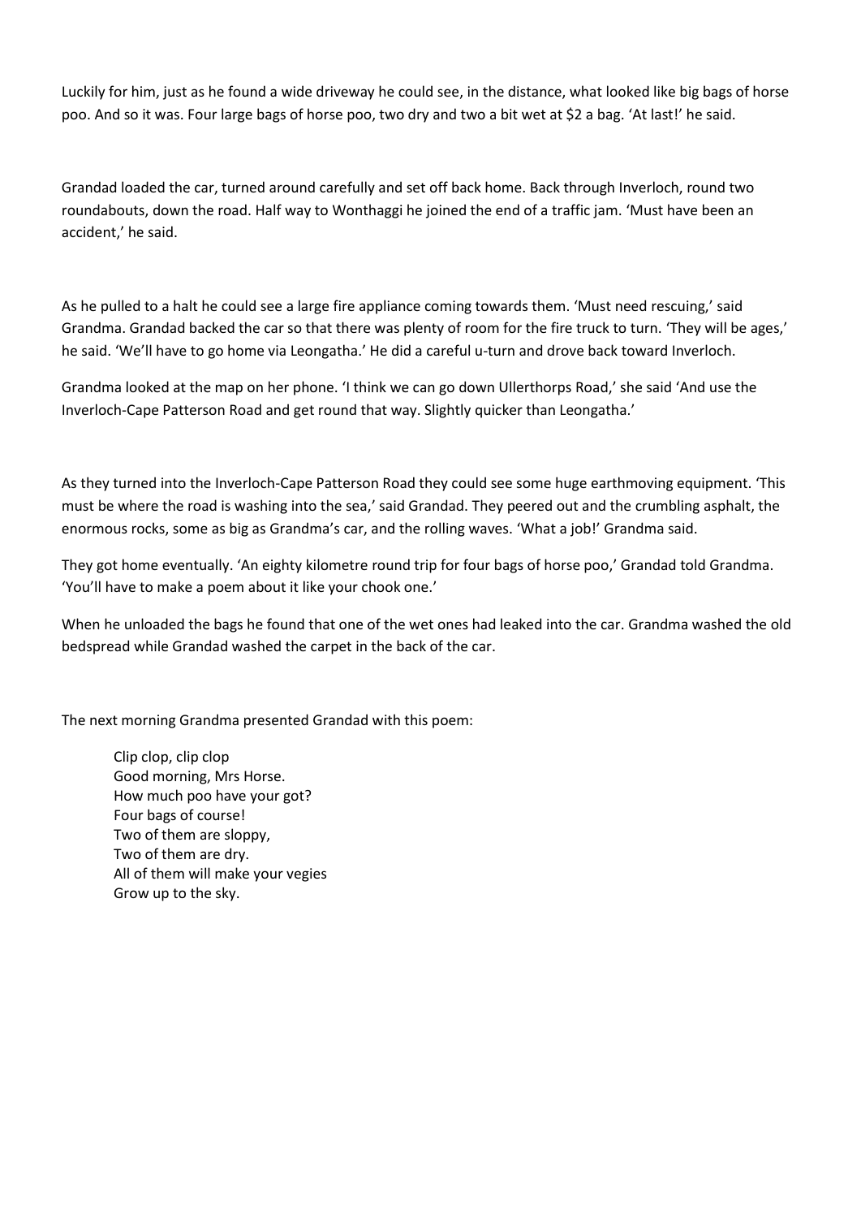Luckily for him, just as he found a wide driveway he could see, in the distance, what looked like big bags of horse poo. And so it was. Four large bags of horse poo, two dry and two a bit wet at $2 a bag. 'At last!' he said.

Grandad loaded the car, turned around carefully and set off back home. Back through Inverloch, round two roundabouts, down the road. Half way to Wonthaggi he joined the end of a traffic jam. 'Must have been an accident,' he said.

As he pulled to a halt he could see a large fire appliance coming towards them. 'Must need rescuing,' said Grandma. Grandad backed the car so that there was plenty of room for the fire truck to turn. 'They will be ages,' he said. 'We'll have to go home via Leongatha.' He did a careful u-turn and drove back toward Inverloch.

Grandma looked at the map on her phone. 'I think we can go down Ullerthorps Road,' she said 'And use the Inverloch-Cape Patterson Road and get round that way. Slightly quicker than Leongatha.'

As they turned into the Inverloch-Cape Patterson Road they could see some huge earthmoving equipment. 'This must be where the road is washing into the sea,' said Grandad. They peered out and the crumbling asphalt, the enormous rocks, some as big as Grandma's car, and the rolling waves. 'What a job!' Grandma said.

They got home eventually. 'An eighty kilometre round trip for four bags of horse poo,' Grandad told Grandma. 'You'll have to make a poem about it like your chook one.'

When he unloaded the bags he found that one of the wet ones had leaked into the car. Grandma washed the old bedspread while Grandad washed the carpet in the back of the car.

The next morning Grandma presented Grandad with this poem:

> Clip clop, clip clop  
> Good morning, Mrs Horse.  
> How much poo have your got?  
> Four bags of course!  
> Two of them are sloppy,  
> Two of them are dry.  
> All of them will make your vegies  
> Grow up to the sky.